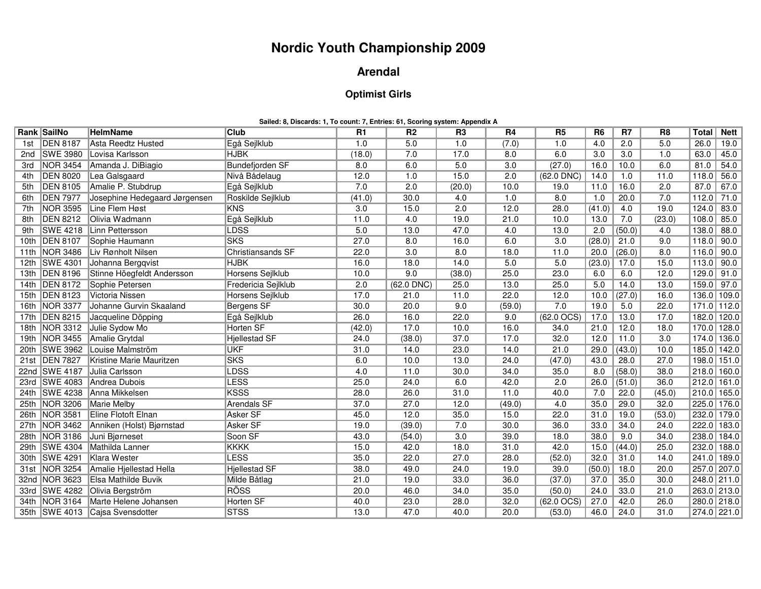# Nordic Youth Championship 2009

## Arendal

### Optimist Girls

**Sailed: 8, Discards: 1, To count: 7, Entries: 61, Scoring system: Appendix A**

| Rank | SailNo | HelmName | Club | R1 | R2 | R3 | R4 | R5 | R6 | R7 | R8 | Total | Nett |
|---|---|---|---|---|---|---|---|---|---|---|---|---|---|
| 1st | DEN 8187 | Asta Reedtz Husted | Egå Sejlklub | 1.0 | 5.0 | 1.0 | (7.0) | 1.0 | 4.0 | 2.0 | 5.0 | 26.0 | 19.0 |
| 2nd | SWE 3980 | Lovisa Karlsson | HJBK | (18.0) | 7.0 | 17.0 | 8.0 | 6.0 | 3.0 | 3.0 | 1.0 | 63.0 | 45.0 |
| 3rd | NOR 3454 | Amanda J. DiBiagio | Bundefjorden SF | 8.0 | 6.0 | 5.0 | 3.0 | (27.0) | 16.0 | 10.0 | 6.0 | 81.0 | 54.0 |
| 4th | DEN 8020 | Lea Galsgaard | Nivå Bådelaug | 12.0 | 1.0 | 15.0 | 2.0 | (62.0 DNC) | 14.0 | 1.0 | 11.0 | 118.0 | 56.0 |
| 5th | DEN 8105 | Amalie P. Stubdrup | Egå Sejlklub | 7.0 | 2.0 | (20.0) | 10.0 | 19.0 | 11.0 | 16.0 | 2.0 | 87.0 | 67.0 |
| 6th | DEN 7977 | Josephine Hedegaard Jørgensen | Roskilde Sejlklub | (41.0) | 30.0 | 4.0 | 1.0 | 8.0 | 1.0 | 20.0 | 7.0 | 112.0 | 71.0 |
| 7th | NOR 3595 | Line Flem Høst | KNS | 3.0 | 15.0 | 2.0 | 12.0 | 28.0 | (41.0) | 4.0 | 19.0 | 124.0 | 83.0 |
| 8th | DEN 8212 | Olivia Wadmann | Egå Sejlklub | 11.0 | 4.0 | 19.0 | 21.0 | 10.0 | 13.0 | 7.0 | (23.0) | 108.0 | 85.0 |
| 9th | SWE 4218 | Linn Pettersson | LDSS | 5.0 | 13.0 | 47.0 | 4.0 | 13.0 | 2.0 | (50.0) | 4.0 | 138.0 | 88.0 |
| 10th | DEN 8107 | Sophie Haumann | SKS | 27.0 | 8.0 | 16.0 | 6.0 | 3.0 | (28.0) | 21.0 | 9.0 | 118.0 | 90.0 |
| 11th | NOR 3486 | Liv Rønholt Nilsen | Christiansands SF | 22.0 | 3.0 | 8.0 | 18.0 | 11.0 | 20.0 | (26.0) | 8.0 | 116.0 | 90.0 |
| 12th | SWE 4301 | Johanna Bergqvist | HJBK | 16.0 | 18.0 | 14.0 | 5.0 | 5.0 | (23.0) | 17.0 | 15.0 | 113.0 | 90.0 |
| 13th | DEN 8196 | Stinne Höegfeldt Andersson | Horsens Sejlklub | 10.0 | 9.0 | (38.0) | 25.0 | 23.0 | 6.0 | 6.0 | 12.0 | 129.0 | 91.0 |
| 14th | DEN 8172 | Sophie Petersen | Fredericia Sejlklub | 2.0 | (62.0 DNC) | 25.0 | 13.0 | 25.0 | 5.0 | 14.0 | 13.0 | 159.0 | 97.0 |
| 15th | DEN 8123 | Victoria Nissen | Horsens Sejlklub | 17.0 | 21.0 | 11.0 | 22.0 | 12.0 | 10.0 | (27.0) | 16.0 | 136.0 | 109.0 |
| 16th | NOR 3377 | Johanne Gurvin Skaaland | Bergens SF | 30.0 | 20.0 | 9.0 | (59.0) | 7.0 | 19.0 | 5.0 | 22.0 | 171.0 | 112.0 |
| 17th | DEN 8215 | Jacqueline Döpping | Egå Sejlklub | 26.0 | 16.0 | 22.0 | 9.0 | (62.0 OCS) | 17.0 | 13.0 | 17.0 | 182.0 | 120.0 |
| 18th | NOR 3312 | Julie Sydow Mo | Horten SF | (42.0) | 17.0 | 10.0 | 16.0 | 34.0 | 21.0 | 12.0 | 18.0 | 170.0 | 128.0 |
| 19th | NOR 3455 | Amalie Grytdal | Hjellestad SF | 24.0 | (38.0) | 37.0 | 17.0 | 32.0 | 12.0 | 11.0 | 3.0 | 174.0 | 136.0 |
| 20th | SWE 3962 | Louise Malmström | UKF | 31.0 | 14.0 | 23.0 | 14.0 | 21.0 | 29.0 | (43.0) | 10.0 | 185.0 | 142.0 |
| 21st | DEN 7827 | Kristine Marie Mauritzen | SKS | 6.0 | 10.0 | 13.0 | 24.0 | (47.0) | 43.0 | 28.0 | 27.0 | 198.0 | 151.0 |
| 22nd | SWE 4187 | Julia Carlsson | LDSS | 4.0 | 11.0 | 30.0 | 34.0 | 35.0 | 8.0 | (58.0) | 38.0 | 218.0 | 160.0 |
| 23rd | SWE 4083 | Andrea Dubois | LESS | 25.0 | 24.0 | 6.0 | 42.0 | 2.0 | 26.0 | (51.0) | 36.0 | 212.0 | 161.0 |
| 24th | SWE 4238 | Anna Mikkelsen | KSSS | 28.0 | 26.0 | 31.0 | 11.0 | 40.0 | 7.0 | 22.0 | (45.0) | 210.0 | 165.0 |
| 25th | NOR 3206 | Marie Melby | Arendals SF | 37.0 | 27.0 | 12.0 | (49.0) | 4.0 | 35.0 | 29.0 | 32.0 | 225.0 | 176.0 |
| 26th | NOR 3581 | Eline Flotoft Elnan | Asker SF | 45.0 | 12.0 | 35.0 | 15.0 | 22.0 | 31.0 | 19.0 | (53.0) | 232.0 | 179.0 |
| 27th | NOR 3462 | Anniken (Holst) Bjørnstad | Asker SF | 19.0 | (39.0) | 7.0 | 30.0 | 36.0 | 33.0 | 34.0 | 24.0 | 222.0 | 183.0 |
| 28th | NOR 3186 | Juni Bjørneset | Soon SF | 43.0 | (54.0) | 3.0 | 39.0 | 18.0 | 38.0 | 9.0 | 34.0 | 238.0 | 184.0 |
| 29th | SWE 4304 | Mathilda Lanner | KKKK | 15.0 | 42.0 | 18.0 | 31.0 | 42.0 | 15.0 | (44.0) | 25.0 | 232.0 | 188.0 |
| 30th | SWE 4291 | Klara Wester | LESS | 35.0 | 22.0 | 27.0 | 28.0 | (52.0) | 32.0 | 31.0 | 14.0 | 241.0 | 189.0 |
| 31st | NOR 3254 | Amalie Hjellestad Hella | Hjellestad SF | 38.0 | 49.0 | 24.0 | 19.0 | 39.0 | (50.0) | 18.0 | 20.0 | 257.0 | 207.0 |
| 32nd | NOR 3623 | Elsa Mathilde Buvik | Milde Båtlag | 21.0 | 19.0 | 33.0 | 36.0 | (37.0) | 37.0 | 35.0 | 30.0 | 248.0 | 211.0 |
| 33rd | SWE 4282 | Olivia Bergström | RÖSS | 20.0 | 46.0 | 34.0 | 35.0 | (50.0) | 24.0 | 33.0 | 21.0 | 263.0 | 213.0 |
| 34th | NOR 3164 | Marte Helene Johansen | Horten SF | 40.0 | 23.0 | 28.0 | 32.0 | (62.0 OCS) | 27.0 | 42.0 | 26.0 | 280.0 | 218.0 |
| 35th | SWE 4013 | Cajsa Svensdotter | STSS | 13.0 | 47.0 | 40.0 | 20.0 | (53.0) | 46.0 | 24.0 | 31.0 | 274.0 | 221.0 |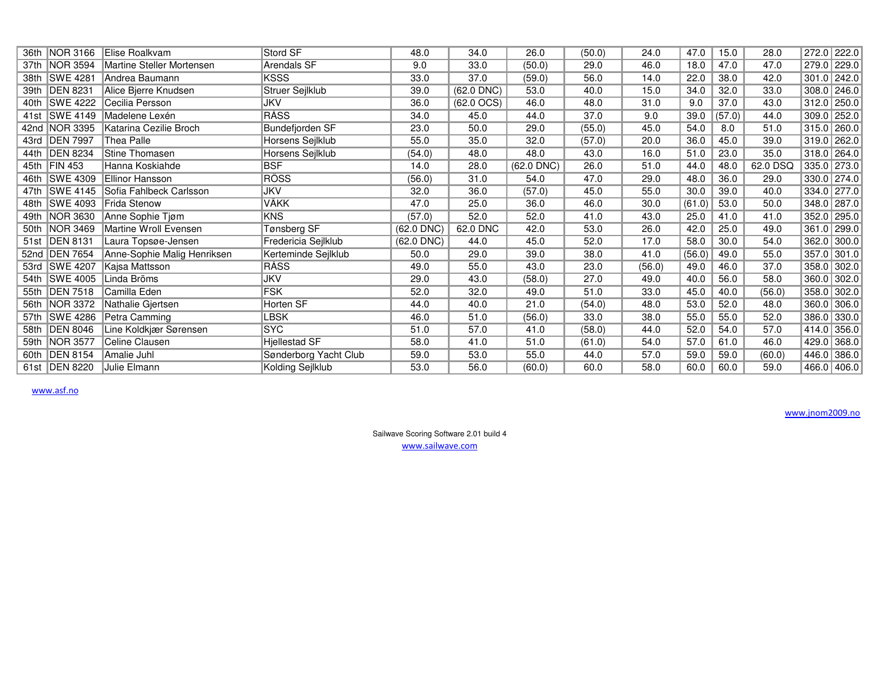| | | | | | | | | | | | | | |
|---|---|---|---|---|---|---|---|---|---|---|---|---|---|
| 36th | NOR 3166 | Elise Roalkvam | Stord SF | 48.0 | 34.0 | 26.0 | (50.0) | 24.0 | 47.0 | 15.0 | 28.0 | 272.0 | 222.0 |
| 37th | NOR 3594 | Martine Steller Mortensen | Arendals SF | 9.0 | 33.0 | (50.0) | 29.0 | 46.0 | 18.0 | 47.0 | 47.0 | 279.0 | 229.0 |
| 38th | SWE 4281 | Andrea Baumann | KSSS | 33.0 | 37.0 | (59.0) | 56.0 | 14.0 | 22.0 | 38.0 | 42.0 | 301.0 | 242.0 |
| 39th | DEN 8231 | Alice Bjerre Knudsen | Struer Sejlklub | 39.0 | (62.0 DNC) | 53.0 | 40.0 | 15.0 | 34.0 | 32.0 | 33.0 | 308.0 | 246.0 |
| 40th | SWE 4222 | Cecilia Persson | JKV | 36.0 | (62.0 OCS) | 46.0 | 48.0 | 31.0 | 9.0 | 37.0 | 43.0 | 312.0 | 250.0 |
| 41st | SWE 4149 | Madelene Lexén | RÅSS | 34.0 | 45.0 | 44.0 | 37.0 | 9.0 | 39.0 | (57.0) | 44.0 | 309.0 | 252.0 |
| 42nd | NOR 3395 | Katarina Cezilie Broch | Bundefjorden SF | 23.0 | 50.0 | 29.0 | (55.0) | 45.0 | 54.0 | 8.0 | 51.0 | 315.0 | 260.0 |
| 43rd | DEN 7997 | Thea Palle | Horsens Sejlklub | 55.0 | 35.0 | 32.0 | (57.0) | 20.0 | 36.0 | 45.0 | 39.0 | 319.0 | 262.0 |
| 44th | DEN 8234 | Stine Thomasen | Horsens Sejlklub | (54.0) | 48.0 | 48.0 | 43.0 | 16.0 | 51.0 | 23.0 | 35.0 | 318.0 | 264.0 |
| 45th | FIN 453 | Hanna Koskiahde | BSF | 14.0 | 28.0 | (62.0 DNC) | 26.0 | 51.0 | 44.0 | 48.0 | 62.0 DSQ | 335.0 | 273.0 |
| 46th | SWE 4309 | Ellinor Hansson | RÖSS | (56.0) | 31.0 | 54.0 | 47.0 | 29.0 | 48.0 | 36.0 | 29.0 | 330.0 | 274.0 |
| 47th | SWE 4145 | Sofia Fahlbeck Carlsson | JKV | 32.0 | 36.0 | (57.0) | 45.0 | 55.0 | 30.0 | 39.0 | 40.0 | 334.0 | 277.0 |
| 48th | SWE 4093 | Frida Stenow | VÄKK | 47.0 | 25.0 | 36.0 | 46.0 | 30.0 | (61.0) | 53.0 | 50.0 | 348.0 | 287.0 |
| 49th | NOR 3630 | Anne Sophie Tjøm | KNS | (57.0) | 52.0 | 52.0 | 41.0 | 43.0 | 25.0 | 41.0 | 41.0 | 352.0 | 295.0 |
| 50th | NOR 3469 | Martine Wroll Evensen | Tønsberg SF | (62.0 DNC) | 62.0 DNC | 42.0 | 53.0 | 26.0 | 42.0 | 25.0 | 49.0 | 361.0 | 299.0 |
| 51st | DEN 8131 | Laura Topsøe-Jensen | Fredericia Sejlklub | (62.0 DNC) | 44.0 | 45.0 | 52.0 | 17.0 | 58.0 | 30.0 | 54.0 | 362.0 | 300.0 |
| 52nd | DEN 7654 | Anne-Sophie Malig Henriksen | Kerteminde Sejlklub | 50.0 | 29.0 | 39.0 | 38.0 | 41.0 | (56.0) | 49.0 | 55.0 | 357.0 | 301.0 |
| 53rd | SWE 4207 | Kajsa Mattsson | RÅSS | 49.0 | 55.0 | 43.0 | 23.0 | (56.0) | 49.0 | 46.0 | 37.0 | 358.0 | 302.0 |
| 54th | SWE 4005 | Linda Bröms | JKV | 29.0 | 43.0 | (58.0) | 27.0 | 49.0 | 40.0 | 56.0 | 58.0 | 360.0 | 302.0 |
| 55th | DEN 7518 | Camilla Eden | FSK | 52.0 | 32.0 | 49.0 | 51.0 | 33.0 | 45.0 | 40.0 | (56.0) | 358.0 | 302.0 |
| 56th | NOR 3372 | Nathalie Gjertsen | Horten SF | 44.0 | 40.0 | 21.0 | (54.0) | 48.0 | 53.0 | 52.0 | 48.0 | 360.0 | 306.0 |
| 57th | SWE 4286 | Petra Camming | LBSK | 46.0 | 51.0 | (56.0) | 33.0 | 38.0 | 55.0 | 55.0 | 52.0 | 386.0 | 330.0 |
| 58th | DEN 8046 | Line Koldkjær Sørensen | SYC | 51.0 | 57.0 | 41.0 | (58.0) | 44.0 | 52.0 | 54.0 | 57.0 | 414.0 | 356.0 |
| 59th | NOR 3577 | Celine Clausen | Hjellestad SF | 58.0 | 41.0 | 51.0 | (61.0) | 54.0 | 57.0 | 61.0 | 46.0 | 429.0 | 368.0 |
| 60th | DEN 8154 | Amalie Juhl | Sønderborg Yacht Club | 59.0 | 53.0 | 55.0 | 44.0 | 57.0 | 59.0 | 59.0 | (60.0) | 446.0 | 386.0 |
| 61st | DEN 8220 | Julie Elmann | Kolding Sejlklub | 53.0 | 56.0 | (60.0) | 60.0 | 58.0 | 60.0 | 60.0 | 59.0 | 466.0 | 406.0 |

www.asf.no

www.jnom2009.no

Sailwave Scoring Software 2.01 build 4
www.sailwave.com